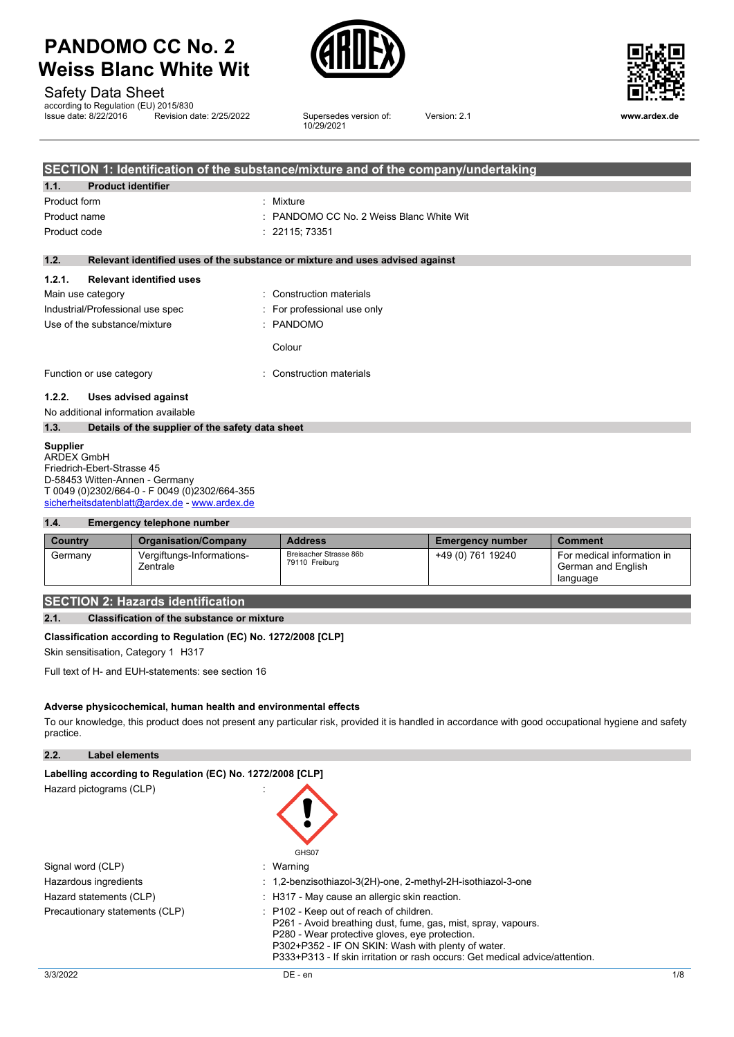# PANDOMO CC No. 2 Weiss Blanc White Wit

Safety Data Sheet

according to Regulation (EU) 2015/830

Issue date: 8/22/2016 Revision date: 2/25/2022 Supersedes version of: 10/29/2021 Version: 2.1

www.ardex.de

## SECTION 1: Identification of the substance/mixture and of the company/undertaking

### 1.1. Product identifier

| | |
|---|---|
| Product form | : Mixture |
| Product name | : PANDOMO CC No. 2 Weiss Blanc White Wit |
| Product code | : 22115; 73351 |

### 1.2. Relevant identified uses of the substance or mixture and uses advised against

#### 1.2.1. Relevant identified uses

| | |
|---|---|
| Main use category | : Construction materials |
| Industrial/Professional use spec | : For professional use only |
| Use of the substance/mixture | : PANDOMO<br><br>Colour |
| Function or use category | : Construction materials |

#### 1.2.2. Uses advised against

No additional information available

### 1.3. Details of the supplier of the safety data sheet

**Supplier**
ARDEX GmbH
Friedrich-Ebert-Strasse 45
D-58453 Witten-Annen - Germany
T 0049 (0)2302/664-0 - F 0049 (0)2302/664-355
sicherheitsdatenblatt@ardex.de - www.ardex.de

### 1.4. Emergency telephone number

| Country | Organisation/Company | Address | Emergency number | Comment |
|---|---|---|---|---|
| Germany | Vergiftungs-Informations-Zentrale | Breisacher Strasse 86b 79110 Freiburg | +49 (0) 761 19240 | For medical information in German and English language |

## SECTION 2: Hazards identification

### 2.1. Classification of the substance or mixture

**Classification according to Regulation (EC) No. 1272/2008 [CLP]**

Skin sensitisation, Category 1 H317

Full text of H- and EUH-statements: see section 16

**Adverse physicochemical, human health and environmental effects**

To our knowledge, this product does not present any particular risk, provided it is handled in accordance with good occupational hygiene and safety practice.

### 2.2. Label elements

**Labelling according to Regulation (EC) No. 1272/2008 [CLP]**

| | |
|---|---|
| Hazard pictograms (CLP) | : GHS07 |
| Signal word (CLP) | : Warning |
| Hazardous ingredients | : 1,2-benzisothiazol-3(2H)-one, 2-methyl-2H-isothiazol-3-one |
| Hazard statements (CLP) | : H317 - May cause an allergic skin reaction. |
| Precautionary statements (CLP) | : P102 - Keep out of reach of children.<br>P261 - Avoid breathing dust, fume, gas, mist, spray, vapours.<br>P280 - Wear protective gloves, eye protection.<br>P302+P352 - IF ON SKIN: Wash with plenty of water.<br>P333+P313 - If skin irritation or rash occurs: Get medical advice/attention. |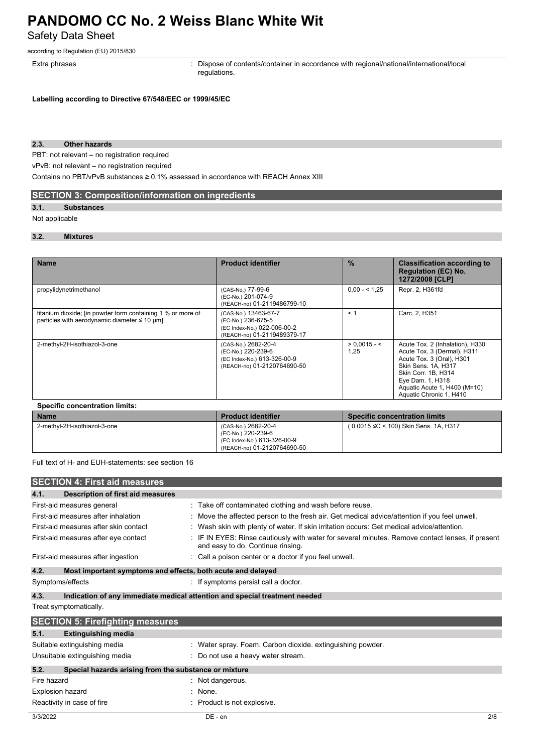| | |
|---|---|
| Extra phrases | : Dispose of contents/container in accordance with regional/national/international/local regulations. |

**Labelling according to Directive 67/548/EEC or 1999/45/EC**

### 2.3. Other hazards

PBT: not relevant – no registration required

vPvB: not relevant – no registration required

Contains no PBT/vPvB substances ≥ 0.1% assessed in accordance with REACH Annex XIII

## SECTION 3: Composition/information on ingredients

### 3.1. Substances

Not applicable

### 3.2. Mixtures

| Name | Product identifier | % | Classification according to Regulation (EC) No. 1272/2008 [CLP] |
|---|---|---|---|
| propylidynetrimethanol | (CAS-No.) 77-99-6<br>(EC-No.) 201-074-9<br>(REACH-no) 01-2119486799-10 | 0,00 - < 1,25 | Repr. 2, H361fd |
| titanium dioxide; [in powder form containing 1 % or more of particles with aerodynamic diameter ≤ 10 μm] | (CAS-No.) 13463-67-7<br>(EC-No.) 236-675-5<br>(EC Index-No.) 022-006-00-2<br>(REACH-no) 01-2119489379-17 | < 1 | Carc. 2, H351 |
| 2-methyl-2H-isothiazol-3-one | (CAS-No.) 2682-20-4<br>(EC-No.) 220-239-6<br>(EC Index-No.) 613-326-00-9<br>(REACH-no) 01-2120764690-50 | > 0,0015 - < 1,25 | Acute Tox. 2 (Inhalation), H330<br>Acute Tox. 3 (Dermal), H311<br>Acute Tox. 3 (Oral), H301<br>Skin Sens. 1A, H317<br>Skin Corr. 1B, H314<br>Eye Dam. 1, H318<br>Aquatic Acute 1, H400 (M=10)<br>Aquatic Chronic 1, H410 |

**Specific concentration limits:**

| Name | Product identifier | Specific concentration limits |
|---|---|---|
| 2-methyl-2H-isothiazol-3-one | (CAS-No.) 2682-20-4<br>(EC-No.) 220-239-6<br>(EC Index-No.) 613-326-00-9<br>(REACH-no) 01-2120764690-50 | ( 0.0015 ≤C < 100) Skin Sens. 1A, H317 |

Full text of H- and EUH-statements: see section 16

## SECTION 4: First aid measures

### 4.1. Description of first aid measures

| | |
|---|---|
| First-aid measures general | : Take off contaminated clothing and wash before reuse. |
| First-aid measures after inhalation | : Move the affected person to the fresh air. Get medical advice/attention if you feel unwell. |
| First-aid measures after skin contact | : Wash skin with plenty of water. If skin irritation occurs: Get medical advice/attention. |
| First-aid measures after eye contact | : IF IN EYES: Rinse cautiously with water for several minutes. Remove contact lenses, if present and easy to do. Continue rinsing. |
| First-aid measures after ingestion | : Call a poison center or a doctor if you feel unwell. |

### 4.2. Most important symptoms and effects, both acute and delayed

| | |
|---|---|
| Symptoms/effects | : If symptoms persist call a doctor. |

### 4.3. Indication of any immediate medical attention and special treatment needed

Treat symptomatically.

## SECTION 5: Firefighting measures

### 5.1. Extinguishing media

| | |
|---|---|
| Suitable extinguishing media | : Water spray. Foam. Carbon dioxide. extinguishing powder. |
| Unsuitable extinguishing media | : Do not use a heavy water stream. |

### 5.2. Special hazards arising from the substance or mixture

| | |
|---|---|
| Fire hazard | : Not dangerous. |
| Explosion hazard | : None. |
| Reactivity in case of fire | : Product is not explosive. |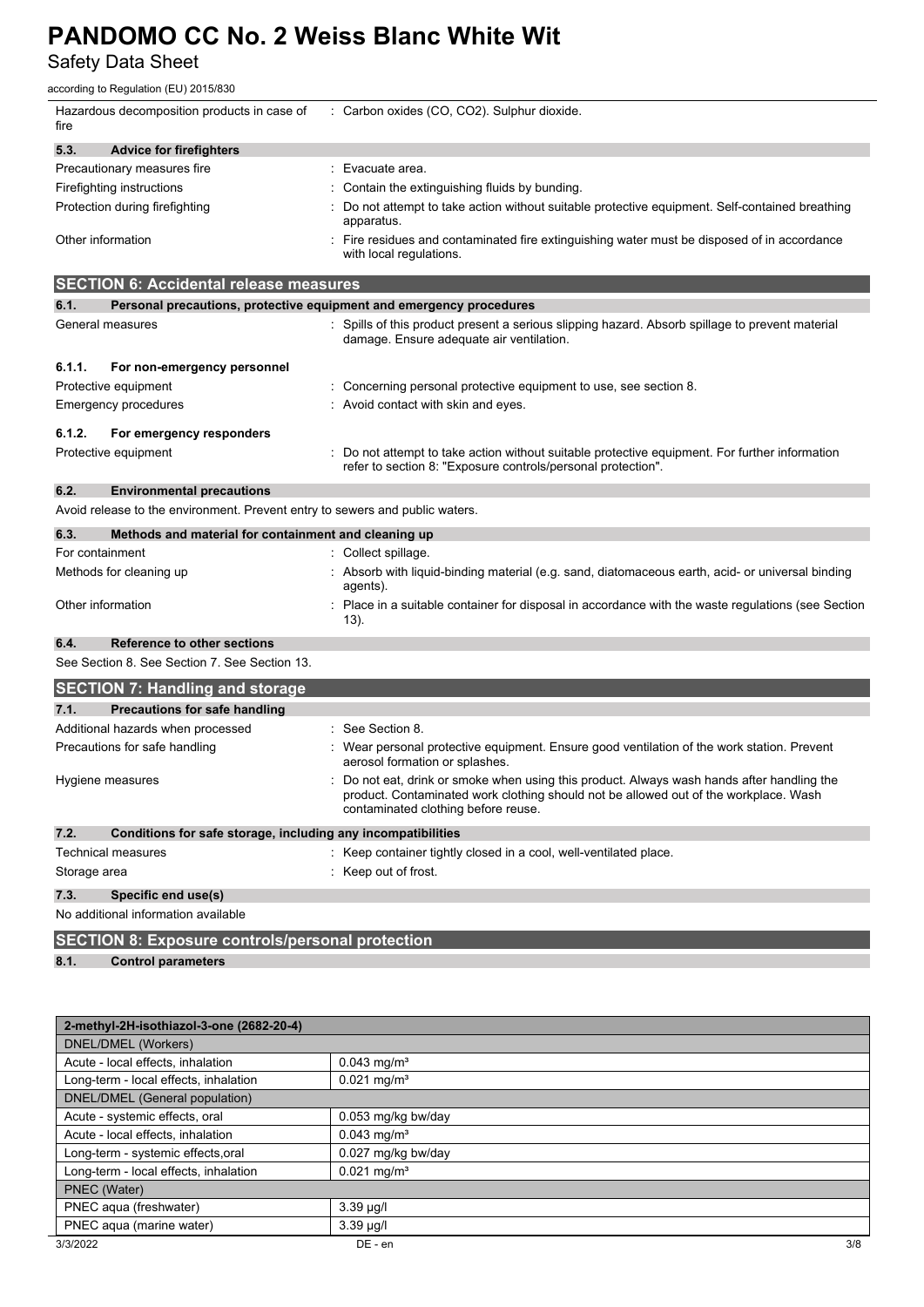| | |
|---|---|
| Hazardous decomposition products in case of fire | : Carbon oxides (CO, $CO_2$). Sulphur dioxide. |

**5.3. Advice for firefighters**

| | |
|---|---|
| Precautionary measures fire | : Evacuate area. |
| Firefighting instructions | : Contain the extinguishing fluids by bunding. |
| Protection during firefighting | : Do not attempt to take action without suitable protective equipment. Self-contained breathing apparatus. |
| Other information | : Fire residues and contaminated fire extinguishing water must be disposed of in accordance with local regulations. |

## SECTION 6: Accidental release measures

**6.1. Personal precautions, protective equipment and emergency procedures**

| | |
|---|---|
| General measures | : Spills of this product present a serious slipping hazard. Absorb spillage to prevent material damage. Ensure adequate air ventilation. |

**6.1.1. For non-emergency personnel**

| | |
|---|---|
| Protective equipment | : Concerning personal protective equipment to use, see section 8. |
| Emergency procedures | : Avoid contact with skin and eyes. |

**6.1.2. For emergency responders**

| | |
|---|---|
| Protective equipment | : Do not attempt to take action without suitable protective equipment. For further information refer to section 8: "Exposure controls/personal protection". |

**6.2. Environmental precautions**

Avoid release to the environment. Prevent entry to sewers and public waters.

**6.3. Methods and material for containment and cleaning up**

| | |
|---|---|
| For containment | : Collect spillage. |
| Methods for cleaning up | : Absorb with liquid-binding material (e.g. sand, diatomaceous earth, acid- or universal binding agents). |
| Other information | : Place in a suitable container for disposal in accordance with the waste regulations (see Section 13). |

**6.4. Reference to other sections**

See Section 8. See Section 7. See Section 13.

## SECTION 7: Handling and storage

**7.1. Precautions for safe handling**

| | |
|---|---|
| Additional hazards when processed | : See Section 8. |
| Precautions for safe handling | : Wear personal protective equipment. Ensure good ventilation of the work station. Prevent aerosol formation or splashes. |
| Hygiene measures | : Do not eat, drink or smoke when using this product. Always wash hands after handling the product. Contaminated work clothing should not be allowed out of the workplace. Wash contaminated clothing before reuse. |

**7.2. Conditions for safe storage, including any incompatibilities**

| | |
|---|---|
| Technical measures | : Keep container tightly closed in a cool, well-ventilated place. |
| Storage area | : Keep out of frost. |

**7.3. Specific end use(s)**

No additional information available

## SECTION 8: Exposure controls/personal protection

**8.1. Control parameters**

| 2-methyl-2H-isothiazol-3-one (2682-20-4) | |
|---|---|
| **DNEL/DMEL (Workers)** | |
| Acute - local effects, inhalation | 0.043 mg/m³ |
| Long-term - local effects, inhalation | 0.021 mg/m³ |
| **DNEL/DMEL (General population)** | |
| Acute - systemic effects, oral | 0.053 mg/kg bw/day |
| Acute - local effects, inhalation | 0.043 mg/m³ |
| Long-term - systemic effects,oral | 0.027 mg/kg bw/day |
| Long-term - local effects, inhalation | 0.021 mg/m³ |
| **PNEC (Water)** | |
| PNEC aqua (freshwater) | 3.39 µg/l |
| PNEC aqua (marine water) | 3.39 µg/l |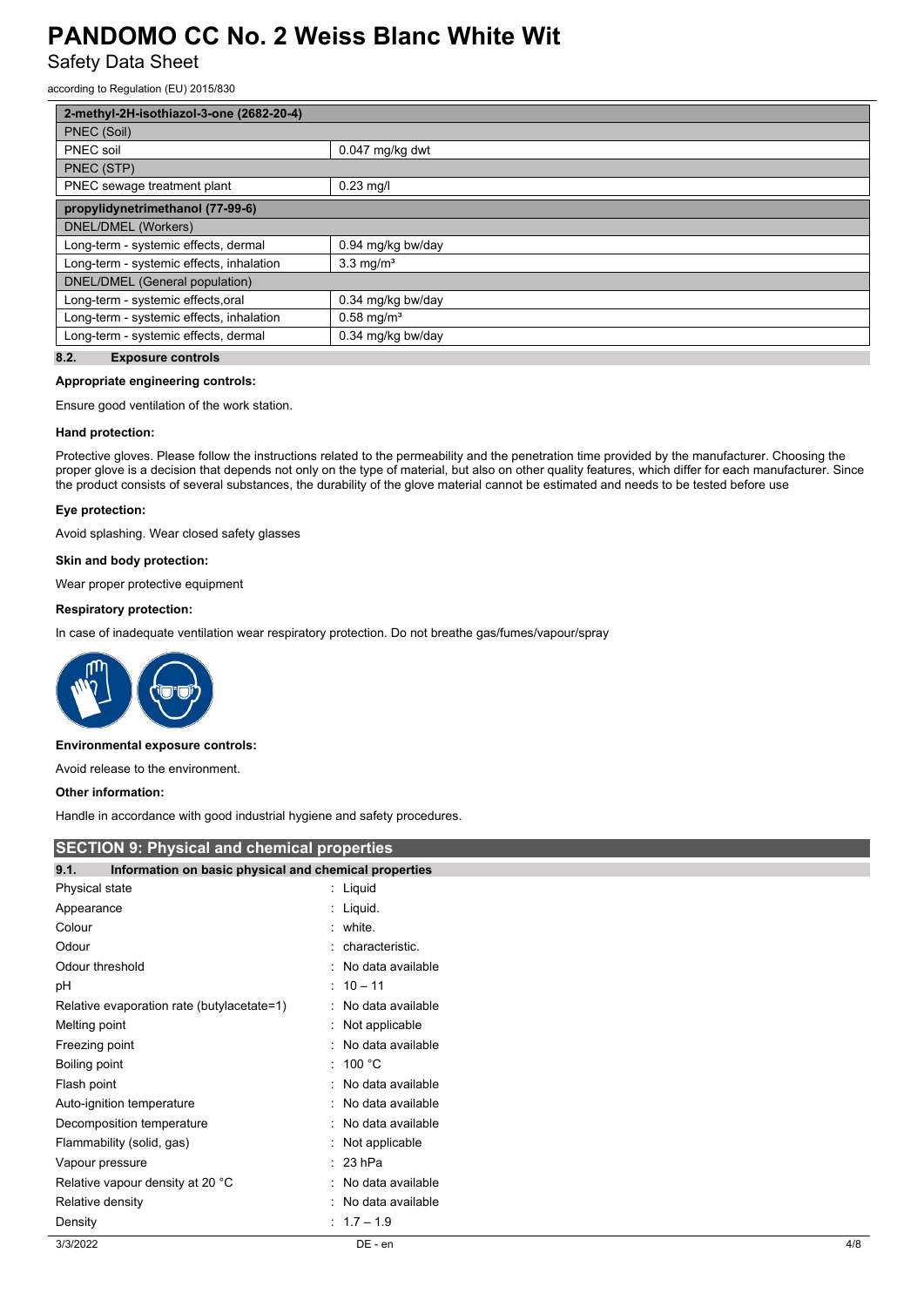| 2-methyl-2H-isothiazol-3-one (2682-20-4) | |
|---|---|
| PNEC (Soil) | |
| PNEC soil | 0.047 mg/kg dwt |
| PNEC (STP) | |
| PNEC sewage treatment plant | 0.23 mg/l |

| propylidynetrimethanol (77-99-6) | |
|---|---|
| DNEL/DMEL (Workers) | |
| Long-term - systemic effects, dermal | 0.94 mg/kg bw/day |
| Long-term - systemic effects, inhalation | 3.3 mg/m³ |
| DNEL/DMEL (General population) | |
| Long-term - systemic effects,oral | 0.34 mg/kg bw/day |
| Long-term - systemic effects, inhalation | 0.58 mg/m³ |
| Long-term - systemic effects, dermal | 0.34 mg/kg bw/day |

### 8.2. Exposure controls

**Appropriate engineering controls:**

Ensure good ventilation of the work station.

**Hand protection:**

Protective gloves. Please follow the instructions related to the permeability and the penetration time provided by the manufacturer. Choosing the proper glove is a decision that depends not only on the type of material, but also on other quality features, which differ for each manufacturer. Since the product consists of several substances, the durability of the glove material cannot be estimated and needs to be tested before use

**Eye protection:**

Avoid splashing. Wear closed safety glasses

**Skin and body protection:**

Wear proper protective equipment

**Respiratory protection:**

In case of inadequate ventilation wear respiratory protection. Do not breathe gas/fumes/vapour/spray

**Environmental exposure controls:**

Avoid release to the environment.

**Other information:**

Handle in accordance with good industrial hygiene and safety procedures.

## SECTION 9: Physical and chemical properties

### 9.1. Information on basic physical and chemical properties

| | |
|---|---|
| Physical state | : Liquid |
| Appearance | : Liquid. |
| Colour | : white. |
| Odour | : characteristic. |
| Odour threshold | : No data available |
| pH | : 10 – 11 |
| Relative evaporation rate (butylacetate=1) | : No data available |
| Melting point | : Not applicable |
| Freezing point | : No data available |
| Boiling point | : 100 °C |
| Flash point | : No data available |
| Auto-ignition temperature | : No data available |
| Decomposition temperature | : No data available |
| Flammability (solid, gas) | : Not applicable |
| Vapour pressure | : 23 hPa |
| Relative vapour density at 20 °C | : No data available |
| Relative density | : No data available |
| Density | : 1.7 – 1.9 |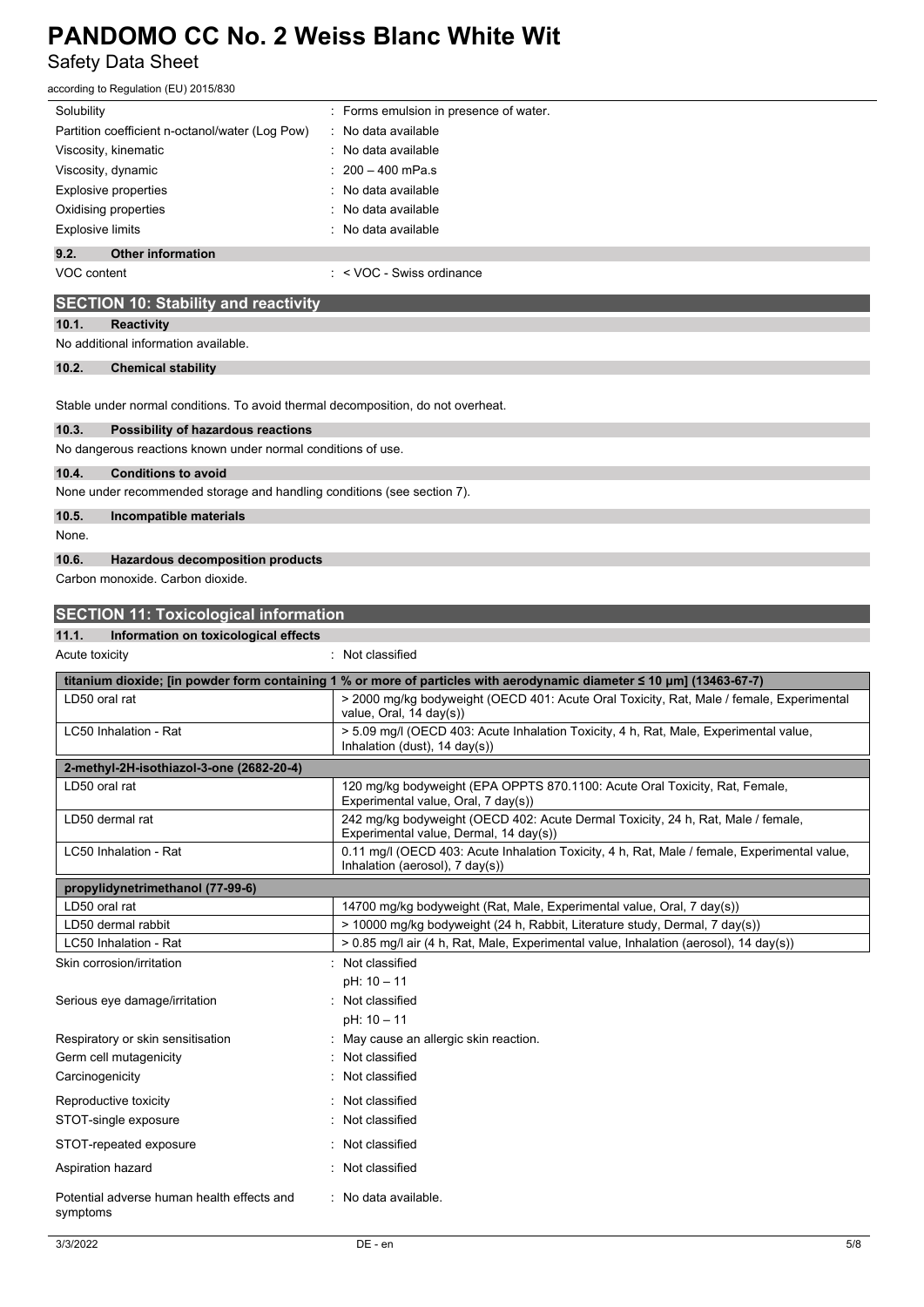| | |
|---|---|
| Solubility | : Forms emulsion in presence of water. |
| Partition coefficient n-octanol/water (Log Pow) | : No data available |
| Viscosity, kinematic | : No data available |
| Viscosity, dynamic | : 200 – 400 mPa.s |
| Explosive properties | : No data available |
| Oxidising properties | : No data available |
| Explosive limits | : No data available |

### 9.2. Other information

| | |
|---|---|
| VOC content | : < VOC - Swiss ordinance |

## SECTION 10: Stability and reactivity

### 10.1. Reactivity

No additional information available.

### 10.2. Chemical stability

Stable under normal conditions. To avoid thermal decomposition, do not overheat.

### 10.3. Possibility of hazardous reactions

No dangerous reactions known under normal conditions of use.

### 10.4. Conditions to avoid

None under recommended storage and handling conditions (see section 7).

### 10.5. Incompatible materials

None.

### 10.6. Hazardous decomposition products

Carbon monoxide. Carbon dioxide.

## SECTION 11: Toxicological information

### 11.1. Information on toxicological effects

| | |
|---|---|
| Acute toxicity | : Not classified |

| titanium dioxide; [in powder form containing 1 % or more of particles with aerodynamic diameter ≤ 10 μm] (13463-67-7) | |
|---|---|
| LD50 oral rat | > 2000 mg/kg bodyweight (OECD 401: Acute Oral Toxicity, Rat, Male / female, Experimental value, Oral, 14 day(s)) |
| LC50 Inhalation - Rat | > 5.09 mg/l (OECD 403: Acute Inhalation Toxicity, 4 h, Rat, Male, Experimental value, Inhalation (dust), 14 day(s)) |
| **2-methyl-2H-isothiazol-3-one (2682-20-4)** | |
| LD50 oral rat | 120 mg/kg bodyweight (EPA OPPTS 870.1100: Acute Oral Toxicity, Rat, Female, Experimental value, Oral, 7 day(s)) |
| LD50 dermal rat | 242 mg/kg bodyweight (OECD 402: Acute Dermal Toxicity, 24 h, Rat, Male / female, Experimental value, Dermal, 14 day(s)) |
| LC50 Inhalation - Rat | 0.11 mg/l (OECD 403: Acute Inhalation Toxicity, 4 h, Rat, Male / female, Experimental value, Inhalation (aerosol), 7 day(s)) |
| **propylidynetrimethanol (77-99-6)** | |
| LD50 oral rat | 14700 mg/kg bodyweight (Rat, Male, Experimental value, Oral, 7 day(s)) |
| LD50 dermal rabbit | > 10000 mg/kg bodyweight (24 h, Rabbit, Literature study, Dermal, 7 day(s)) |
| LC50 Inhalation - Rat | > 0.85 mg/l air (4 h, Rat, Male, Experimental value, Inhalation (aerosol), 14 day(s)) |

| | |
|---|---|
| Skin corrosion/irritation | : Not classified<br>pH: 10 – 11 |
| Serious eye damage/irritation | : Not classified<br>pH: 10 – 11 |
| Respiratory or skin sensitisation | : May cause an allergic skin reaction. |
| Germ cell mutagenicity | : Not classified |
| Carcinogenicity | : Not classified |
| Reproductive toxicity | : Not classified |
| STOT-single exposure | : Not classified |
| STOT-repeated exposure | : Not classified |
| Aspiration hazard | : Not classified |
| Potential adverse human health effects and symptoms | : No data available. |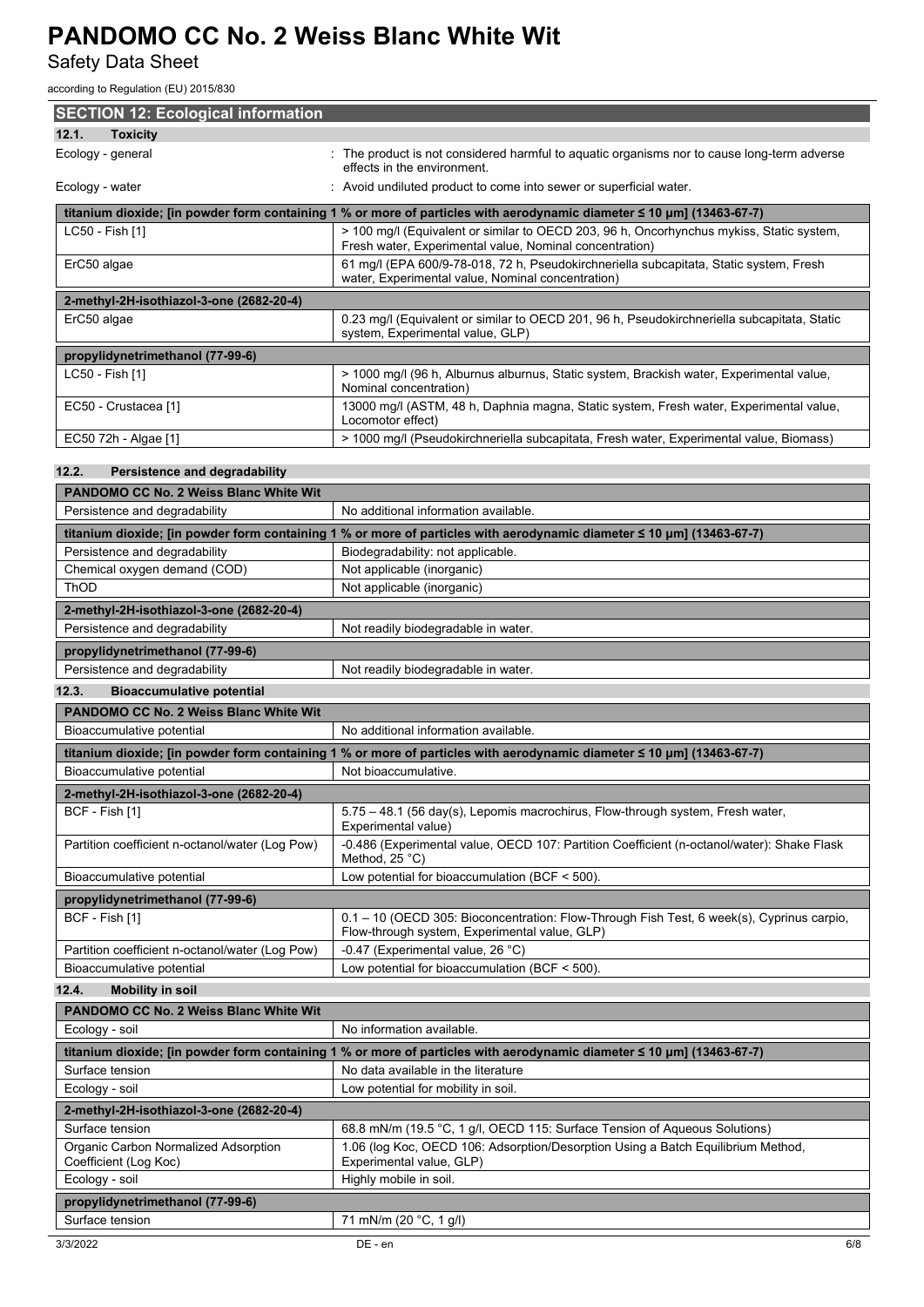## SECTION 12: Ecological information

### 12.1. Toxicity

Ecology - general : The product is not considered harmful to aquatic organisms nor to cause long-term adverse effects in the environment.

Ecology - water : Avoid undiluted product to come into sewer or superficial water.

| titanium dioxide; [in powder form containing 1 % or more of particles with aerodynamic diameter ≤ 10 μm] (13463-67-7) | |
|---|---|
| LC50 - Fish [1] | > 100 mg/l (Equivalent or similar to OECD 203, 96 h, Oncorhynchus mykiss, Static system, Fresh water, Experimental value, Nominal concentration) |
| ErC50 algae | 61 mg/l (EPA 600/9-78-018, 72 h, Pseudokirchneriella subcapitata, Static system, Fresh water, Experimental value, Nominal concentration) |

| 2-methyl-2H-isothiazol-3-one (2682-20-4) | |
|---|---|
| ErC50 algae | 0.23 mg/l (Equivalent or similar to OECD 201, 96 h, Pseudokirchneriella subcapitata, Static system, Experimental value, GLP) |

| propylidynetrimethanol (77-99-6) | |
|---|---|
| LC50 - Fish [1] | > 1000 mg/l (96 h, Alburnus alburnus, Static system, Brackish water, Experimental value, Nominal concentration) |
| EC50 - Crustacea [1] | 13000 mg/l (ASTM, 48 h, Daphnia magna, Static system, Fresh water, Experimental value, Locomotor effect) |
| EC50 72h - Algae [1] | > 1000 mg/l (Pseudokirchneriella subcapitata, Fresh water, Experimental value, Biomass) |

### 12.2. Persistence and degradability

| PANDOMO CC No. 2 Weiss Blanc White Wit | |
|---|---|
| Persistence and degradability | No additional information available. |

| titanium dioxide; [in powder form containing 1 % or more of particles with aerodynamic diameter ≤ 10 μm] (13463-67-7) | |
|---|---|
| Persistence and degradability | Biodegradability: not applicable. |
| Chemical oxygen demand (COD) | Not applicable (inorganic) |
| ThOD | Not applicable (inorganic) |

| 2-methyl-2H-isothiazol-3-one (2682-20-4) | |
|---|---|
| Persistence and degradability | Not readily biodegradable in water. |

| propylidynetrimethanol (77-99-6) | |
|---|---|
| Persistence and degradability | Not readily biodegradable in water. |

### 12.3. Bioaccumulative potential

| PANDOMO CC No. 2 Weiss Blanc White Wit | |
|---|---|
| Bioaccumulative potential | No additional information available. |

| titanium dioxide; [in powder form containing 1 % or more of particles with aerodynamic diameter ≤ 10 μm] (13463-67-7) | |
|---|---|
| Bioaccumulative potential | Not bioaccumulative. |

| 2-methyl-2H-isothiazol-3-one (2682-20-4) | |
|---|---|
| BCF - Fish [1] | 5.75 – 48.1 (56 day(s), Lepomis macrochirus, Flow-through system, Fresh water, Experimental value) |
| Partition coefficient n-octanol/water (Log Pow) | -0.486 (Experimental value, OECD 107: Partition Coefficient (n-octanol/water): Shake Flask Method, 25 °C) |
| Bioaccumulative potential | Low potential for bioaccumulation (BCF < 500). |

| propylidynetrimethanol (77-99-6) | |
|---|---|
| BCF - Fish [1] | 0.1 – 10 (OECD 305: Bioconcentration: Flow-Through Fish Test, 6 week(s), Cyprinus carpio, Flow-through system, Experimental value, GLP) |
| Partition coefficient n-octanol/water (Log Pow) | -0.47 (Experimental value, 26 °C) |
| Bioaccumulative potential | Low potential for bioaccumulation (BCF < 500). |

### 12.4. Mobility in soil

| PANDOMO CC No. 2 Weiss Blanc White Wit | |
|---|---|
| Ecology - soil | No information available. |

| titanium dioxide; [in powder form containing 1 % or more of particles with aerodynamic diameter ≤ 10 μm] (13463-67-7) | |
|---|---|
| Surface tension | No data available in the literature |
| Ecology - soil | Low potential for mobility in soil. |

| 2-methyl-2H-isothiazol-3-one (2682-20-4) | |
|---|---|
| Surface tension | 68.8 mN/m (19.5 °C, 1 g/l, OECD 115: Surface Tension of Aqueous Solutions) |
| Organic Carbon Normalized Adsorption Coefficient (Log Koc) | 1.06 (log Koc, OECD 106: Adsorption/Desorption Using a Batch Equilibrium Method, Experimental value, GLP) |
| Ecology - soil | Highly mobile in soil. |

| propylidynetrimethanol (77-99-6) | |
|---|---|
| Surface tension | 71 mN/m (20 °C, 1 g/l) |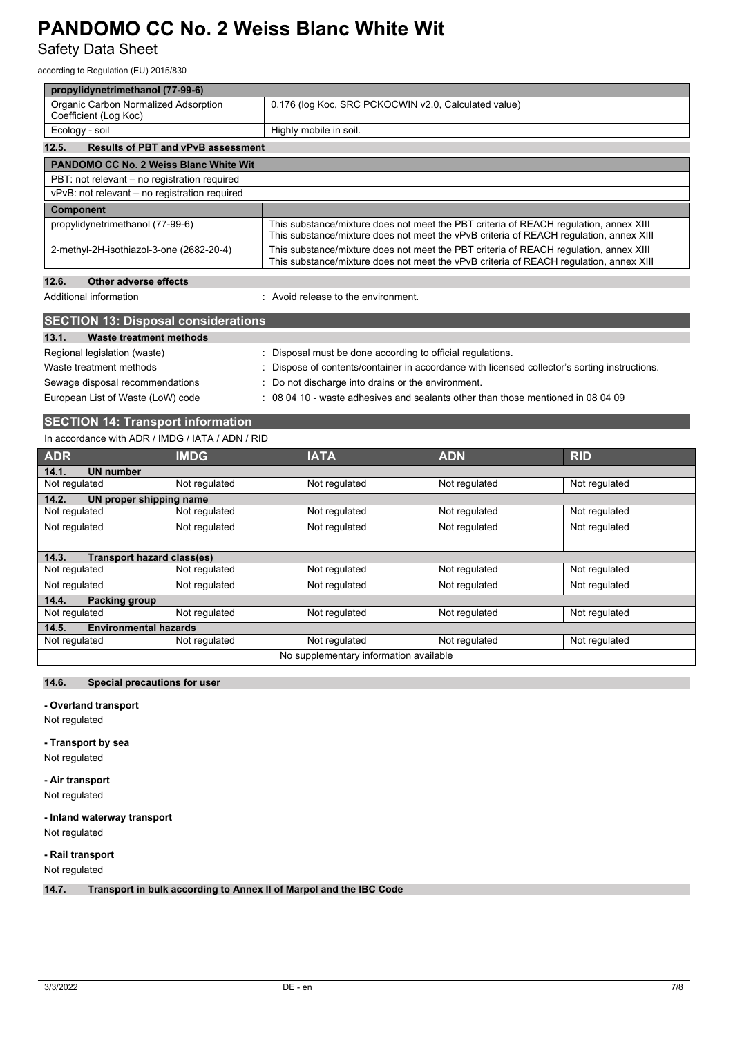| propylidynetrimethanol (77-99-6) | |
|---|---|
| Organic Carbon Normalized Adsorption Coefficient (Log Koc) | 0.176 (log Koc, SRC PCKOCWIN v2.0, Calculated value) |
| Ecology - soil | Highly mobile in soil. |

### 12.5. Results of PBT and vPvB assessment

| PANDOMO CC No. 2 Weiss Blanc White Wit |
|---|
| PBT: not relevant – no registration required |
| vPvB: not relevant – no registration required |

| Component | |
|---|---|
| propylidynetrimethanol (77-99-6) | This substance/mixture does not meet the PBT criteria of REACH regulation, annex XIII<br>This substance/mixture does not meet the vPvB criteria of REACH regulation, annex XIII |
| 2-methyl-2H-isothiazol-3-one (2682-20-4) | This substance/mixture does not meet the PBT criteria of REACH regulation, annex XIII<br>This substance/mixture does not meet the vPvB criteria of REACH regulation, annex XIII |

### 12.6. Other adverse effects

Additional information : Avoid release to the environment.

## SECTION 13: Disposal considerations

### 13.1. Waste treatment methods

Regional legislation (waste) : Disposal must be done according to official regulations.

Waste treatment methods : Dispose of contents/container in accordance with licensed collector's sorting instructions.

Sewage disposal recommendations : Do not discharge into drains or the environment.

European List of Waste (LoW) code : 08 04 10 - waste adhesives and sealants other than those mentioned in 08 04 09

## SECTION 14: Transport information

In accordance with ADR / IMDG / IATA / ADN / RID

| ADR | IMDG | IATA | ADN | RID |
|---|---|---|---|---|
| **14.1. UN number** | | | | |
| Not regulated | Not regulated | Not regulated | Not regulated | Not regulated |
| **14.2. UN proper shipping name** | | | | |
| Not regulated | Not regulated | Not regulated | Not regulated | Not regulated |
| Not regulated | Not regulated | Not regulated | Not regulated | Not regulated |
| **14.3. Transport hazard class(es)** | | | | |
| Not regulated | Not regulated | Not regulated | Not regulated | Not regulated |
| Not regulated | Not regulated | Not regulated | Not regulated | Not regulated |
| **14.4. Packing group** | | | | |
| Not regulated | Not regulated | Not regulated | Not regulated | Not regulated |
| **14.5. Environmental hazards** | | | | |
| Not regulated | Not regulated | Not regulated | Not regulated | Not regulated |
| No supplementary information available | | | | |

### 14.6. Special precautions for user

**- Overland transport**

Not regulated

**- Transport by sea**

Not regulated

**- Air transport**

Not regulated

**- Inland waterway transport**

Not regulated

**- Rail transport**

Not regulated

### 14.7. Transport in bulk according to Annex II of Marpol and the IBC Code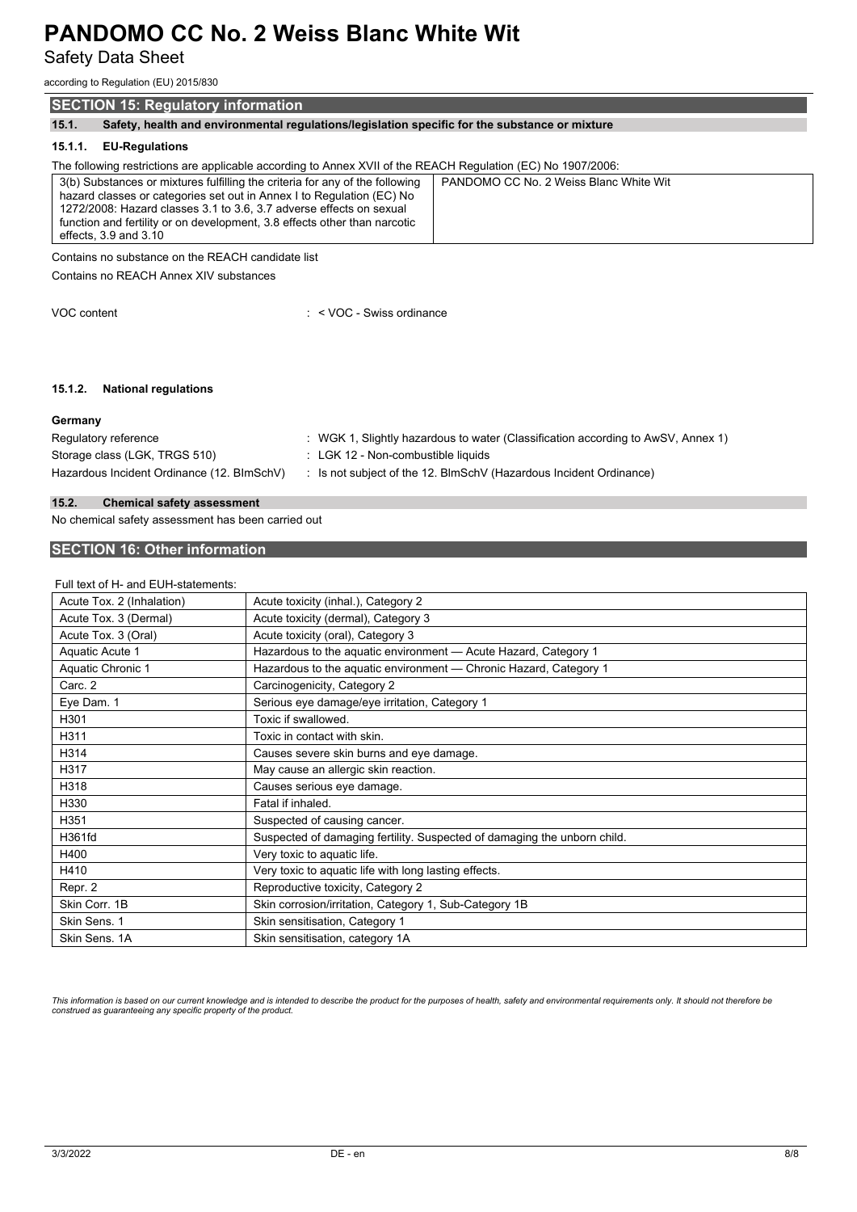## SECTION 15: Regulatory information

### 15.1. Safety, health and environmental regulations/legislation specific for the substance or mixture

#### 15.1.1. EU-Regulations

The following restrictions are applicable according to Annex XVII of the REACH Regulation (EC) No 1907/2006:

| | |
|---|---|
| 3(b) Substances or mixtures fulfilling the criteria for any of the following hazard classes or categories set out in Annex I to Regulation (EC) No 1272/2008: Hazard classes 3.1 to 3.6, 3.7 adverse effects on sexual function and fertility or on development, 3.8 effects other than narcotic effects, 3.9 and 3.10 | PANDOMO CC No. 2 Weiss Blanc White Wit |

Contains no substance on the REACH candidate list

Contains no REACH Annex XIV substances

VOC content : < VOC - Swiss ordinance

#### 15.1.2. National regulations

**Germany**

Regulatory reference : WGK 1, Slightly hazardous to water (Classification according to AwSV, Annex 1)

Storage class (LGK, TRGS 510) : LGK 12 - Non-combustible liquids

Hazardous Incident Ordinance (12. BImSchV) : Is not subject of the 12. BlmSchV (Hazardous Incident Ordinance)

### 15.2. Chemical safety assessment

No chemical safety assessment has been carried out

## SECTION 16: Other information

Full text of H- and EUH-statements:

| | |
|---|---|
| Acute Tox. 2 (Inhalation) | Acute toxicity (inhal.), Category 2 |
| Acute Tox. 3 (Dermal) | Acute toxicity (dermal), Category 3 |
| Acute Tox. 3 (Oral) | Acute toxicity (oral), Category 3 |
| Aquatic Acute 1 | Hazardous to the aquatic environment — Acute Hazard, Category 1 |
| Aquatic Chronic 1 | Hazardous to the aquatic environment — Chronic Hazard, Category 1 |
| Carc. 2 | Carcinogenicity, Category 2 |
| Eye Dam. 1 | Serious eye damage/eye irritation, Category 1 |
| H301 | Toxic if swallowed. |
| H311 | Toxic in contact with skin. |
| H314 | Causes severe skin burns and eye damage. |
| H317 | May cause an allergic skin reaction. |
| H318 | Causes serious eye damage. |
| H330 | Fatal if inhaled. |
| H351 | Suspected of causing cancer. |
| H361fd | Suspected of damaging fertility. Suspected of damaging the unborn child. |
| H400 | Very toxic to aquatic life. |
| H410 | Very toxic to aquatic life with long lasting effects. |
| Repr. 2 | Reproductive toxicity, Category 2 |
| Skin Corr. 1B | Skin corrosion/irritation, Category 1, Sub-Category 1B |
| Skin Sens. 1 | Skin sensitisation, Category 1 |
| Skin Sens. 1A | Skin sensitisation, category 1A |

*This information is based on our current knowledge and is intended to describe the product for the purposes of health, safety and environmental requirements only. It should not therefore be construed as guaranteeing any specific property of the product.*